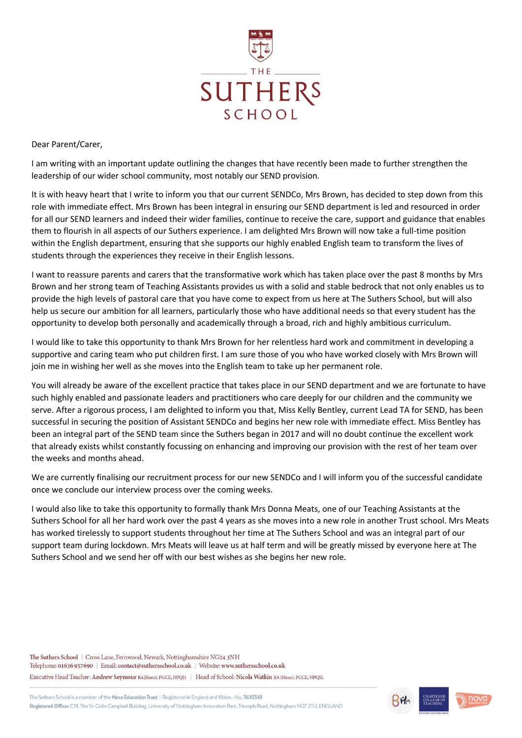Dear Parent/Carer,

I am writing with an important update outlining the changes that have recently been made to further strengthen the leadership of our wider school community, most notably our SEND provision.

It is with heavy heart that I write to inform you that our current SENDCo, Mrs Brown, has decided to step down from this role with immediate effect. Mrs Brown has been integral in ensuring our SEND department is led and resourced in order for all our SEND learners and indeed their wider families, continue to receive the care, support and guidance that enables them to flourish in all aspects of our Suthers experience. I am delighted Mrs Brown will now take a full-time position within the English department, ensuring that she supports our highly enabled English team to transform the lives of students through the experiences they receive in their English lessons.

I want to reassure parents and carers that the transformative work which has taken place over the past 8 months by Mrs Brown and her strong team of Teaching Assistants provides us with a solid and stable bedrock that not only enables us to provide the high levels of pastoral care that you have come to expect from us here at The Suthers School, but will also help us secure our ambition for all learners, particularly those who have additional needs so that every student has the opportunity to develop both personally and academically through a broad, rich and highly ambitious curriculum.

I would like to take this opportunity to thank Mrs Brown for her relentless hard work and commitment in developing a supportive and caring team who put children first. I am sure those of you who have worked closely with Mrs Brown will join me in wishing her well as she moves into the English team to take up her permanent role.

You will already be aware of the excellent practice that takes place in our SEND department and we are fortunate to have such highly enabled and passionate leaders and practitioners who care deeply for our children and the community we serve. After a rigorous process, I am delighted to inform you that, Miss Kelly Bentley, current Lead TA for SEND, has been successful in securing the position of Assistant SENDCo and begins her new role with immediate effect. Miss Bentley has been an integral part of the SEND team since the Suthers began in 2017 and will no doubt continue the excellent work that already exists whilst constantly focussing on enhancing and improving our provision with the rest of her team over the weeks and months ahead.

We are currently finalising our recruitment process for our new SENDCo and I will inform you of the successful candidate once we conclude our interview process over the coming weeks.

I would also like to take this opportunity to formally thank Mrs Donna Meats, one of our Teaching Assistants at the Suthers School for all her hard work over the past 4 years as she moves into a new role in another Trust school. Mrs Meats has worked tirelessly to support students throughout her time at The Suthers School and was an integral part of our support team during lockdown. Mrs Meats will leave us at half term and will be greatly missed by everyone here at The Suthers School and we send her off with our best wishes as she begins her new role.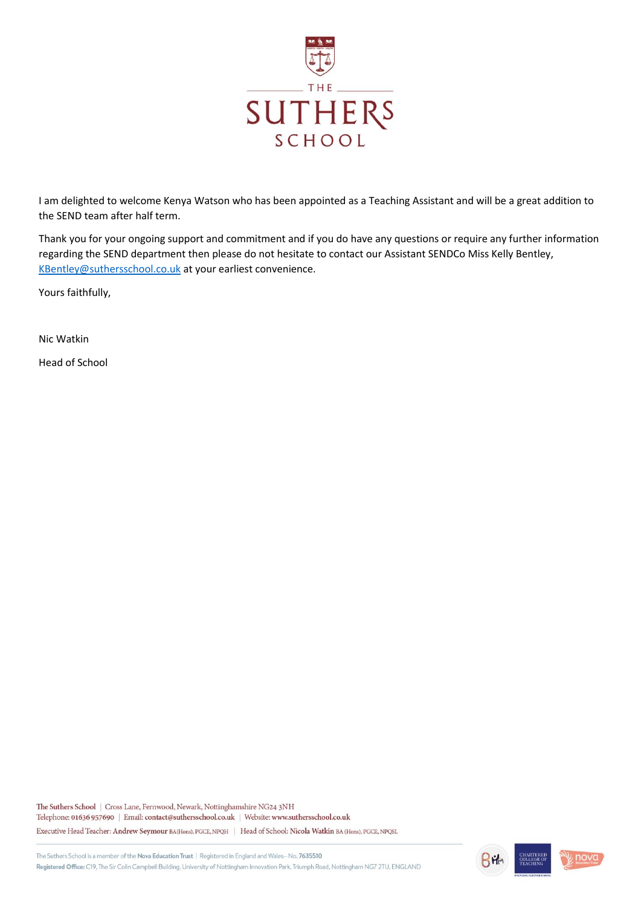I am delighted to welcome Kenya Watson who has been appointed as a Teaching Assistant and will be a great addition to the SEND team after half term.

Thank you for your ongoing support and commitment and if you do have any questions or require any further information regarding the SEND department then please do not hesitate to contact our Assistant SENDCo Miss Kelly Bentley, KBentley@suthersschool.co.uk at your earliest convenience.

Yours faithfully,

Nic Watkin

Head of School